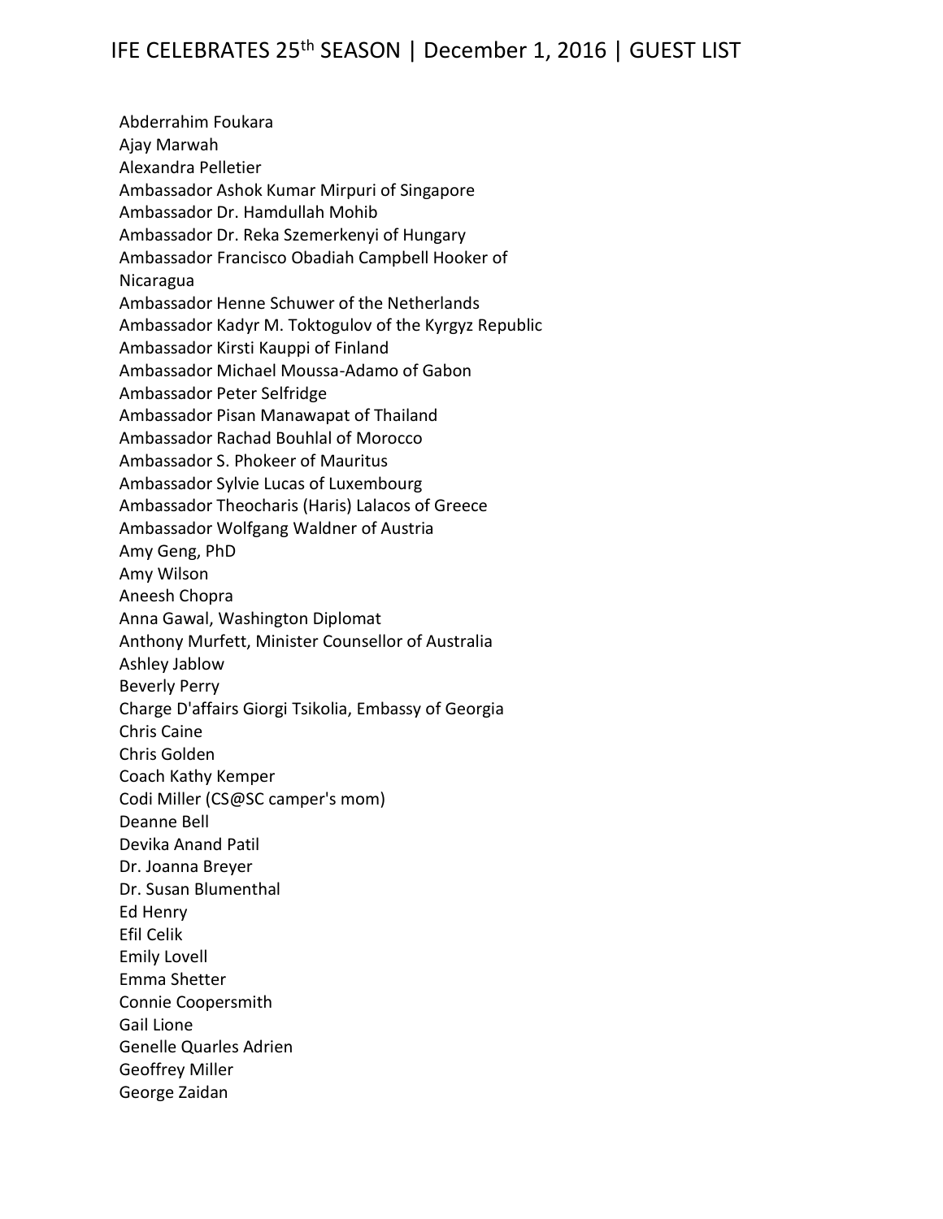# IFE CELEBRATES 25th SEASON | December 1, 2016 | GUEST LIST

Abderrahim Foukara
Ajay Marwah
Alexandra Pelletier
Ambassador Ashok Kumar Mirpuri of Singapore
Ambassador Dr. Hamdullah Mohib
Ambassador Dr. Reka Szemerkenyi of Hungary
Ambassador Francisco Obadiah Campbell Hooker of Nicaragua
Ambassador Henne Schuwer of the Netherlands
Ambassador Kadyr M. Toktogulov of the Kyrgyz Republic
Ambassador Kirsti Kauppi of Finland
Ambassador Michael Moussa-Adamo of Gabon
Ambassador Peter Selfridge
Ambassador Pisan Manawapat of Thailand
Ambassador Rachad Bouhlal of Morocco
Ambassador S. Phokeer of Mauritus
Ambassador Sylvie Lucas of Luxembourg
Ambassador Theocharis (Haris) Lalacos of Greece
Ambassador Wolfgang Waldner of Austria
Amy Geng, PhD
Amy Wilson
Aneesh Chopra
Anna Gawal, Washington Diplomat
Anthony Murfett, Minister Counsellor of Australia
Ashley Jablow
Beverly Perry
Charge D'affairs Giorgi Tsikolia, Embassy of Georgia
Chris Caine
Chris Golden
Coach Kathy Kemper
Codi Miller (CS@SC camper's mom)
Deanne Bell
Devika Anand Patil
Dr. Joanna Breyer
Dr. Susan Blumenthal
Ed Henry
Efil Celik
Emily Lovell
Emma Shetter
Connie Coopersmith
Gail Lione
Genelle Quarles Adrien
Geoffrey Miller
George Zaidan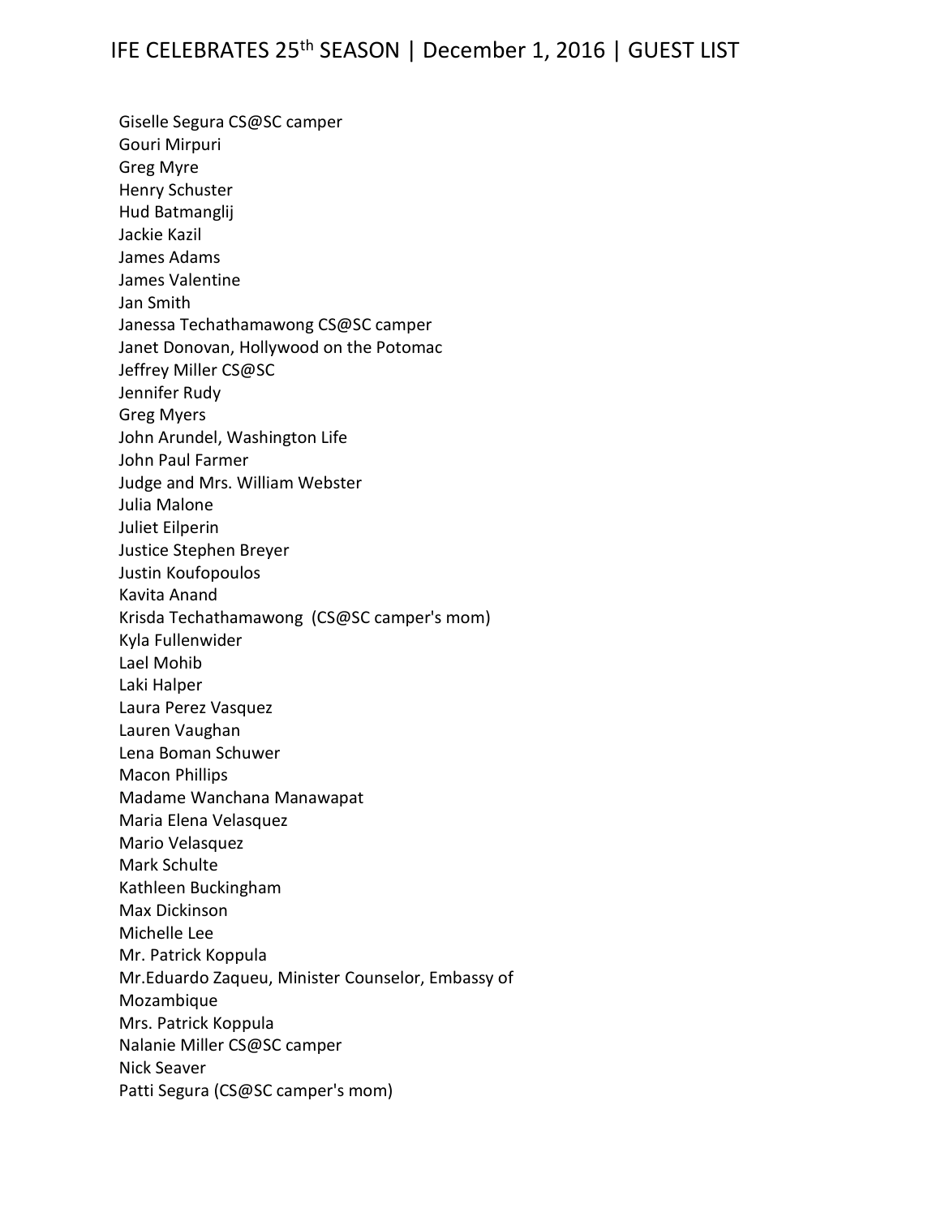Giselle Segura CS@SC camper
Gouri Mirpuri
Greg Myre
Henry Schuster
Hud Batmanglij
Jackie Kazil
James Adams
James Valentine
Jan Smith
Janessa Techathamawong CS@SC camper
Janet Donovan, Hollywood on the Potomac
Jeffrey Miller CS@SC
Jennifer Rudy
Greg Myers
John Arundel, Washington Life
John Paul Farmer
Judge and Mrs. William Webster
Julia Malone
Juliet Eilperin
Justice Stephen Breyer
Justin Koufopoulos
Kavita Anand
Krisda Techathamawong (CS@SC camper's mom)
Kyla Fullenwider
Lael Mohib
Laki Halper
Laura Perez Vasquez
Lauren Vaughan
Lena Boman Schuwer
Macon Phillips
Madame Wanchana Manawapat
Maria Elena Velasquez
Mario Velasquez
Mark Schulte
Kathleen Buckingham
Max Dickinson
Michelle Lee
Mr. Patrick Koppula
Mr.Eduardo Zaqueu, Minister Counselor, Embassy of Mozambique
Mrs. Patrick Koppula
Nalanie Miller CS@SC camper
Nick Seaver
Patti Segura (CS@SC camper's mom)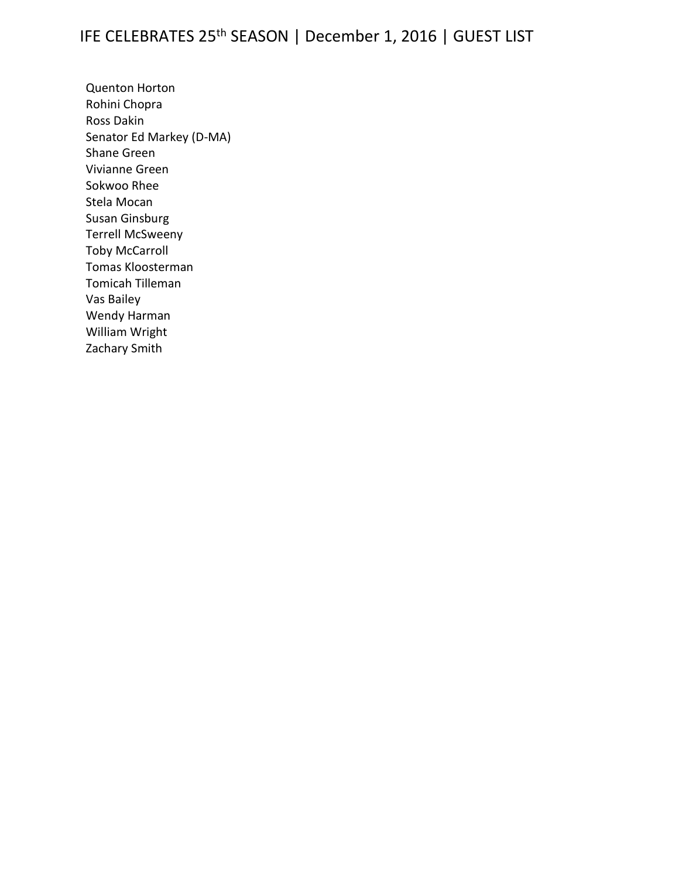Quenton Horton
Rohini Chopra
Ross Dakin
Senator Ed Markey (D-MA)
Shane Green
Vivianne Green
Sokwoo Rhee
Stela Mocan
Susan Ginsburg
Terrell McSweeny
Toby McCarroll
Tomas Kloosterman
Tomicah Tilleman
Vas Bailey
Wendy Harman
William Wright
Zachary Smith